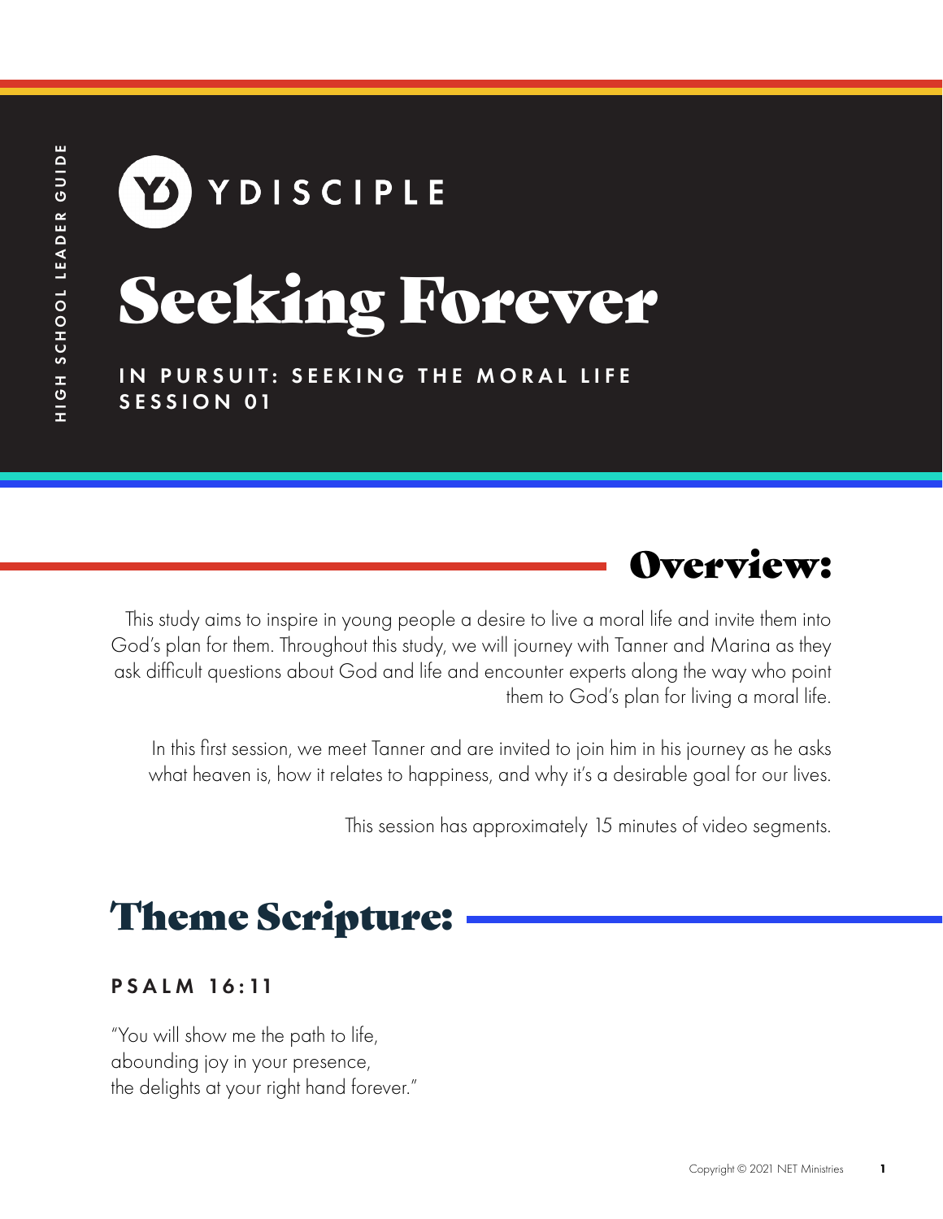YDISCIPLE

# Seeking Forever

**IN PURSUIT: SEEKING THE MORAL LIFE**
**SESSION 01**

## Overview:

This study aims to inspire in young people a desire to live a moral life and invite them into God's plan for them. Throughout this study, we will journey with Tanner and Marina as they ask difficult questions about God and life and encounter experts along the way who point them to God's plan for living a moral life.

In this first session, we meet Tanner and are invited to join him in his journey as he asks what heaven is, how it relates to happiness, and why it's a desirable goal for our lives.

This session has approximately 15 minutes of video segments.

## Theme Scripture:

**PSALM 16:11**

"You will show me the path to life,
abounding joy in your presence,
the delights at your right hand forever."

Copyright © 2021 NET Ministries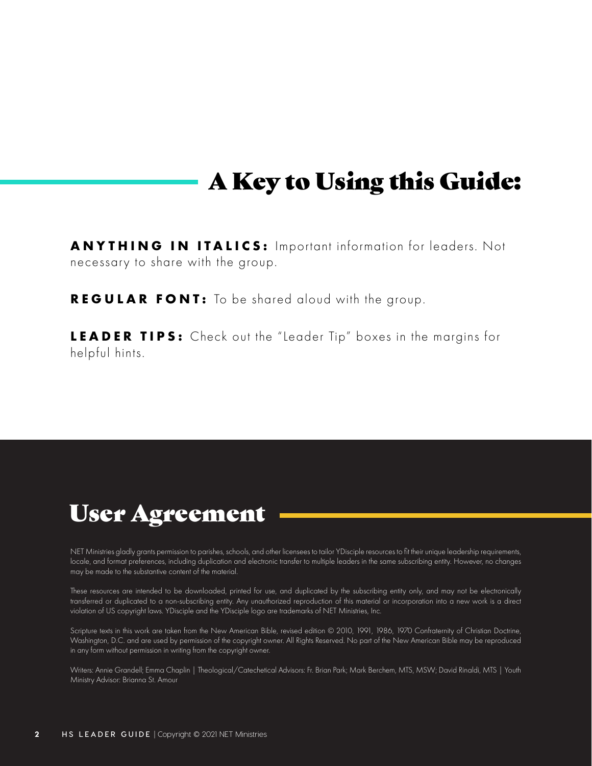# A Key to Using this Guide:

**ANYTHING IN ITALICS:** Important information for leaders. Not necessary to share with the group.

**REGULAR FONT:** To be shared aloud with the group.

**LEADER TIPS:** Check out the "Leader Tip" boxes in the margins for helpful hints.

# User Agreement

NET Ministries gladly grants permission to parishes, schools, and other licensees to tailor YDisciple resources to fit their unique leadership requirements, locale, and format preferences, including duplication and electronic transfer to multiple leaders in the same subscribing entity. However, no changes may be made to the substantive content of the material.

These resources are intended to be downloaded, printed for use, and duplicated by the subscribing entity only, and may not be electronically transferred or duplicated to a non-subscribing entity. Any unauthorized reproduction of this material or incorporation into a new work is a direct violation of US copyright laws. YDisciple and the YDisciple logo are trademarks of NET Ministries, Inc.

Scripture texts in this work are taken from the New American Bible, revised edition © 2010, 1991, 1986, 1970 Confraternity of Christian Doctrine, Washington, D.C. and are used by permission of the copyright owner. All Rights Reserved. No part of the New American Bible may be reproduced in any form without permission in writing from the copyright owner.

Writers: Annie Grandell; Emma Chaplin | Theological/Catechetical Advisors: Fr. Brian Park; Mark Berchem, MTS, MSW; David Rinaldi, MTS | Youth Ministry Advisor: Brianna St. Amour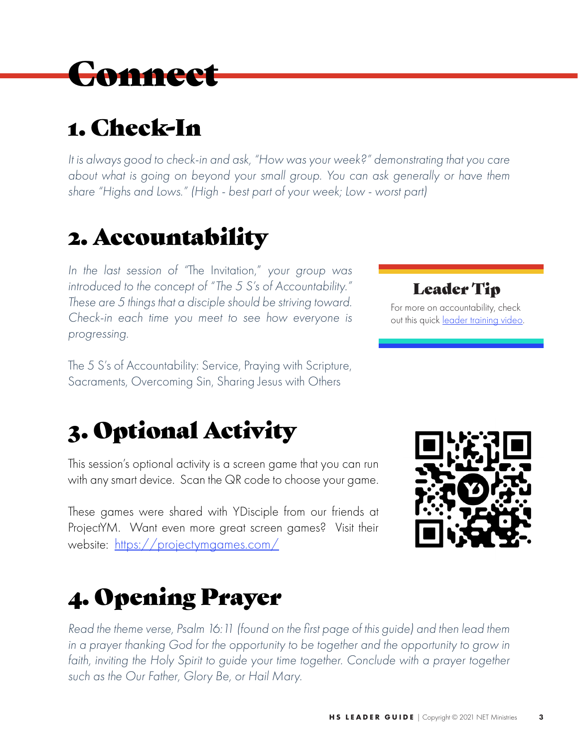# Connect

## 1. Check-In

*It is always good to check-in and ask, "How was your week?" demonstrating that you care about what is going on beyond your small group. You can ask generally or have them share "Highs and Lows." (High - best part of your week; Low - worst part)*

## 2. Accountability

*In the last session of "The Invitation," your group was introduced to the concept of "The 5 S's of Accountability." These are 5 things that a disciple should be striving toward. Check-in each time you meet to see how everyone is progressing.*

The 5 S's of Accountability: Service, Praying with Scripture, Sacraments, Overcoming Sin, Sharing Jesus with Others

### Leader Tip

For more on accountability, check out this quick [leader training video](leader training video).

## 3. Optional Activity

This session's optional activity is a screen game that you can run with any smart device. Scan the QR code to choose your game.

These games were shared with YDisciple from our friends at ProjectYM. Want even more great screen games? Visit their website: [https://projectymgames.com/](https://projectymgames.com/)

## 4. Opening Prayer

*Read the theme verse, Psalm 16:11 (found on the first page of this guide) and then lead them in a prayer thanking God for the opportunity to be together and the opportunity to grow in faith, inviting the Holy Spirit to guide your time together. Conclude with a prayer together such as the Our Father, Glory Be, or Hail Mary.*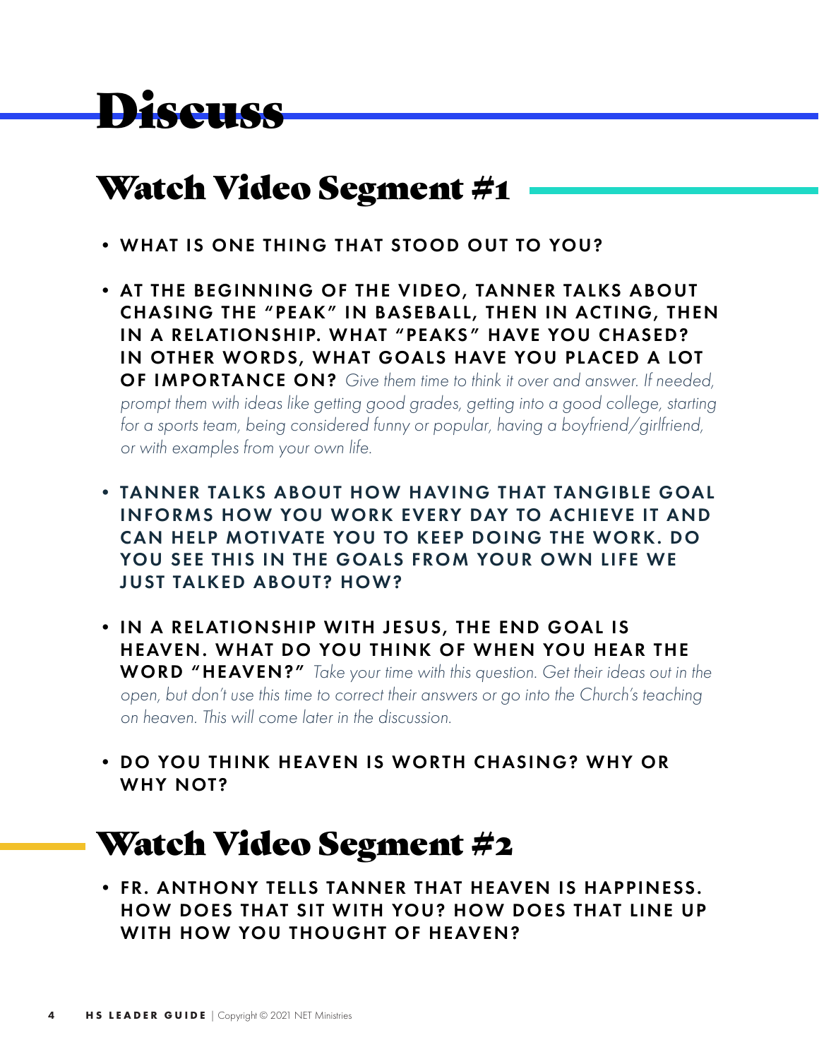# Discuss

## Watch Video Segment #1

- **WHAT IS ONE THING THAT STOOD OUT TO YOU?**
- **AT THE BEGINNING OF THE VIDEO, TANNER TALKS ABOUT CHASING THE "PEAK" IN BASEBALL, THEN IN ACTING, THEN IN A RELATIONSHIP. WHAT "PEAKS" HAVE YOU CHASED? IN OTHER WORDS, WHAT GOALS HAVE YOU PLACED A LOT OF IMPORTANCE ON?** *Give them time to think it over and answer. If needed, prompt them with ideas like getting good grades, getting into a good college, starting for a sports team, being considered funny or popular, having a boyfriend/girlfriend, or with examples from your own life.*
- **TANNER TALKS ABOUT HOW HAVING THAT TANGIBLE GOAL INFORMS HOW YOU WORK EVERY DAY TO ACHIEVE IT AND CAN HELP MOTIVATE YOU TO KEEP DOING THE WORK. DO YOU SEE THIS IN THE GOALS FROM YOUR OWN LIFE WE JUST TALKED ABOUT? HOW?**
- **IN A RELATIONSHIP WITH JESUS, THE END GOAL IS HEAVEN. WHAT DO YOU THINK OF WHEN YOU HEAR THE WORD "HEAVEN?"** *Take your time with this question. Get their ideas out in the open, but don't use this time to correct their answers or go into the Church's teaching on heaven. This will come later in the discussion.*
- **DO YOU THINK HEAVEN IS WORTH CHASING? WHY OR WHY NOT?**

## Watch Video Segment #2

- **FR. ANTHONY TELLS TANNER THAT HEAVEN IS HAPPINESS. HOW DOES THAT SIT WITH YOU? HOW DOES THAT LINE UP WITH HOW YOU THOUGHT OF HEAVEN?**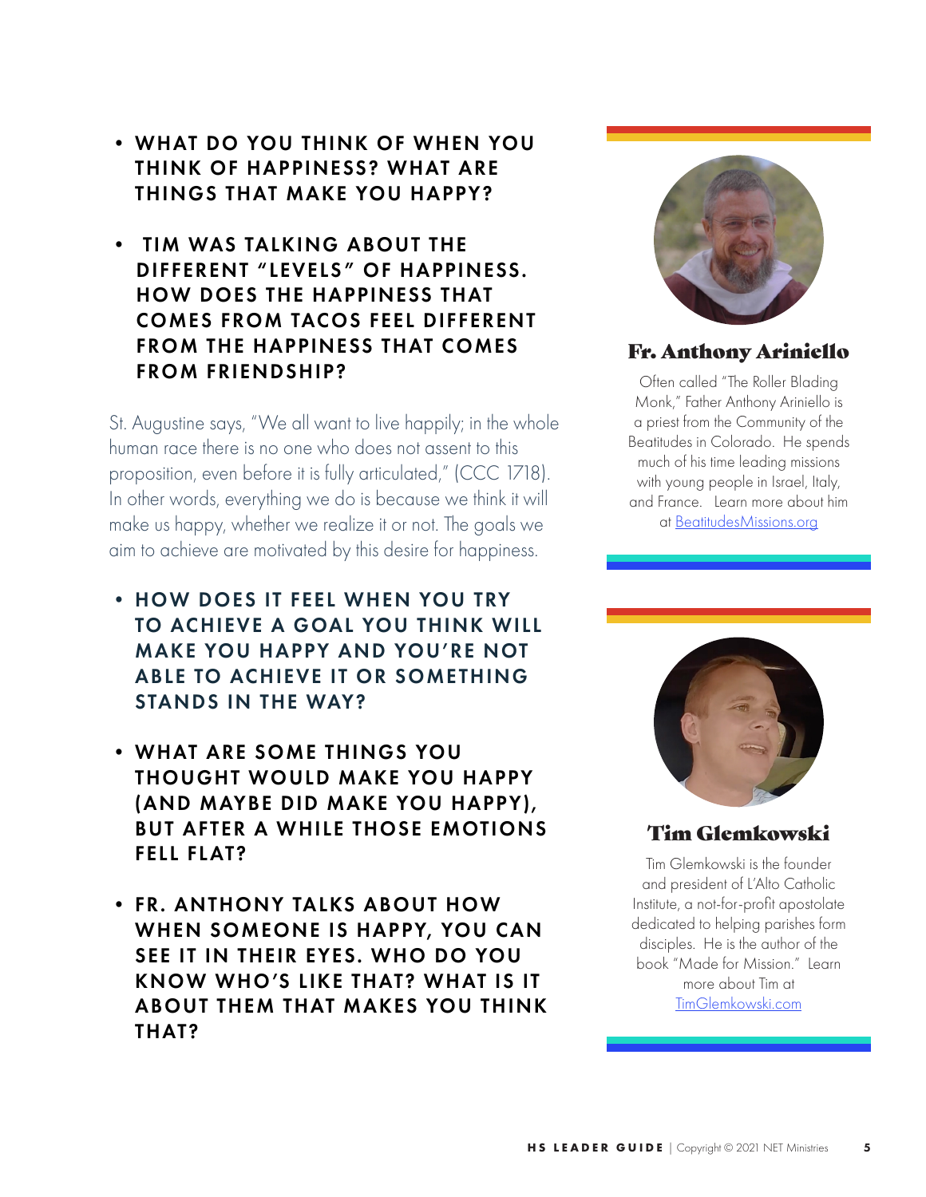- **WHAT DO YOU THINK OF WHEN YOU THINK OF HAPPINESS? WHAT ARE THINGS THAT MAKE YOU HAPPY?**

- **TIM WAS TALKING ABOUT THE DIFFERENT "LEVELS" OF HAPPINESS. HOW DOES THE HAPPINESS THAT COMES FROM TACOS FEEL DIFFERENT FROM THE HAPPINESS THAT COMES FROM FRIENDSHIP?**

St. Augustine says, "We all want to live happily; in the whole human race there is no one who does not assent to this proposition, even before it is fully articulated," (CCC 1718). In other words, everything we do is because we think it will make us happy, whether we realize it or not. The goals we aim to achieve are motivated by this desire for happiness.

- **HOW DOES IT FEEL WHEN YOU TRY TO ACHIEVE A GOAL YOU THINK WILL MAKE YOU HAPPY AND YOU'RE NOT ABLE TO ACHIEVE IT OR SOMETHING STANDS IN THE WAY?**

- **WHAT ARE SOME THINGS YOU THOUGHT WOULD MAKE YOU HAPPY (AND MAYBE DID MAKE YOU HAPPY), BUT AFTER A WHILE THOSE EMOTIONS FELL FLAT?**

- **FR. ANTHONY TALKS ABOUT HOW WHEN SOMEONE IS HAPPY, YOU CAN SEE IT IN THEIR EYES. WHO DO YOU KNOW WHO'S LIKE THAT? WHAT IS IT ABOUT THEM THAT MAKES YOU THINK THAT?**

## Fr. Anthony Ariniello

Often called "The Roller Blading Monk," Father Anthony Ariniello is a priest from the Community of the Beatitudes in Colorado. He spends much of his time leading missions with young people in Israel, Italy, and France. Learn more about him at BeatitudesMissions.org

## Tim Glemkowski

Tim Glemkowski is the founder and president of L'Alto Catholic Institute, a not-for-profit apostolate dedicated to helping parishes form disciples. He is the author of the book "Made for Mission." Learn more about Tim at TimGlemkowski.com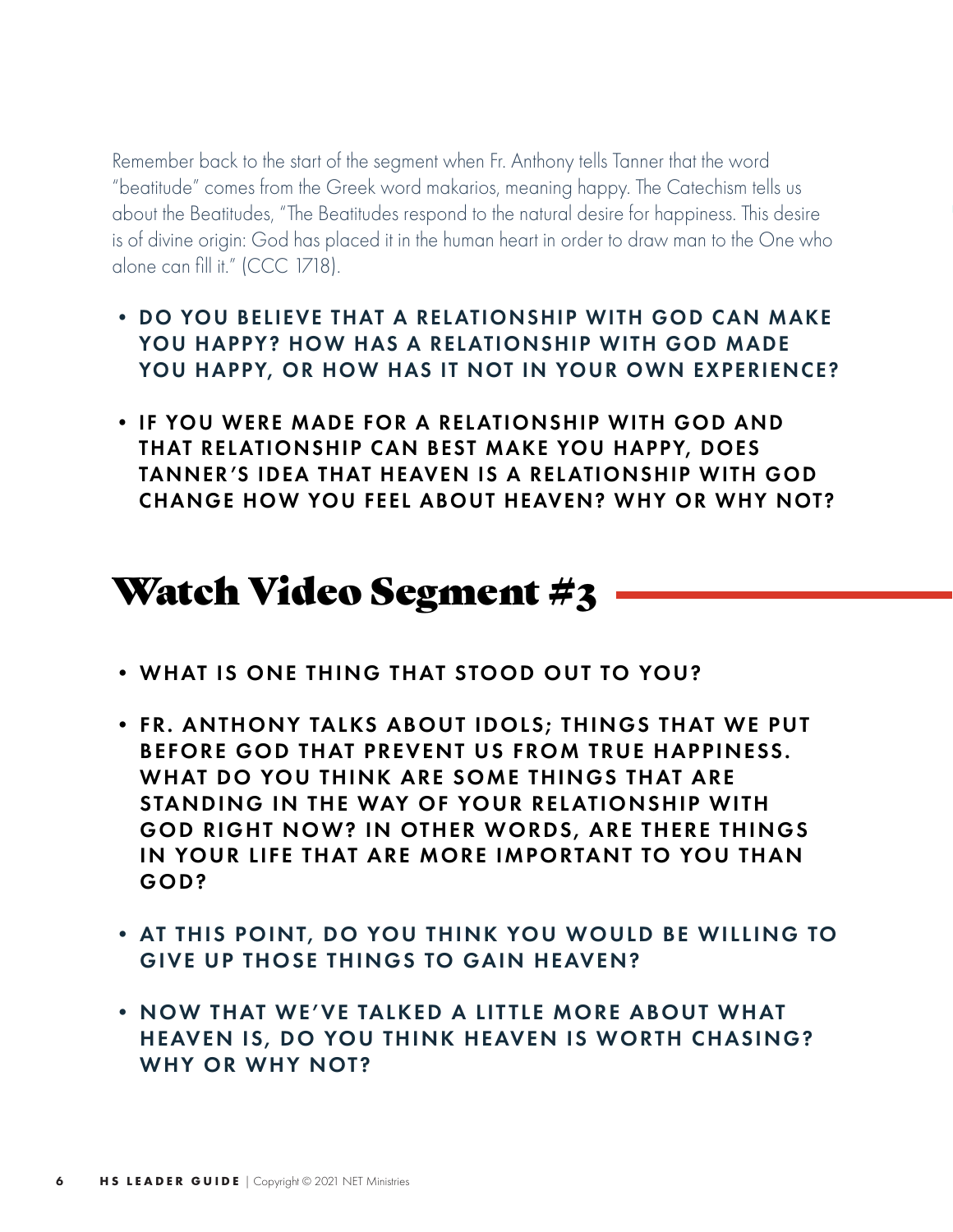Remember back to the start of the segment when Fr. Anthony tells Tanner that the word "beatitude" comes from the Greek word makarios, meaning happy. The Catechism tells us about the Beatitudes, "The Beatitudes respond to the natural desire for happiness. This desire is of divine origin: God has placed it in the human heart in order to draw man to the One who alone can fill it." (CCC 1718).

- **DO YOU BELIEVE THAT A RELATIONSHIP WITH GOD CAN MAKE YOU HAPPY? HOW HAS A RELATIONSHIP WITH GOD MADE YOU HAPPY, OR HOW HAS IT NOT IN YOUR OWN EXPERIENCE?**
- **IF YOU WERE MADE FOR A RELATIONSHIP WITH GOD AND THAT RELATIONSHIP CAN BEST MAKE YOU HAPPY, DOES TANNER'S IDEA THAT HEAVEN IS A RELATIONSHIP WITH GOD CHANGE HOW YOU FEEL ABOUT HEAVEN? WHY OR WHY NOT?**

## Watch Video Segment #3

- **WHAT IS ONE THING THAT STOOD OUT TO YOU?**
- **FR. ANTHONY TALKS ABOUT IDOLS; THINGS THAT WE PUT BEFORE GOD THAT PREVENT US FROM TRUE HAPPINESS. WHAT DO YOU THINK ARE SOME THINGS THAT ARE STANDING IN THE WAY OF YOUR RELATIONSHIP WITH GOD RIGHT NOW? IN OTHER WORDS, ARE THERE THINGS IN YOUR LIFE THAT ARE MORE IMPORTANT TO YOU THAN GOD?**
- **AT THIS POINT, DO YOU THINK YOU WOULD BE WILLING TO GIVE UP THOSE THINGS TO GAIN HEAVEN?**
- **NOW THAT WE'VE TALKED A LITTLE MORE ABOUT WHAT HEAVEN IS, DO YOU THINK HEAVEN IS WORTH CHASING? WHY OR WHY NOT?**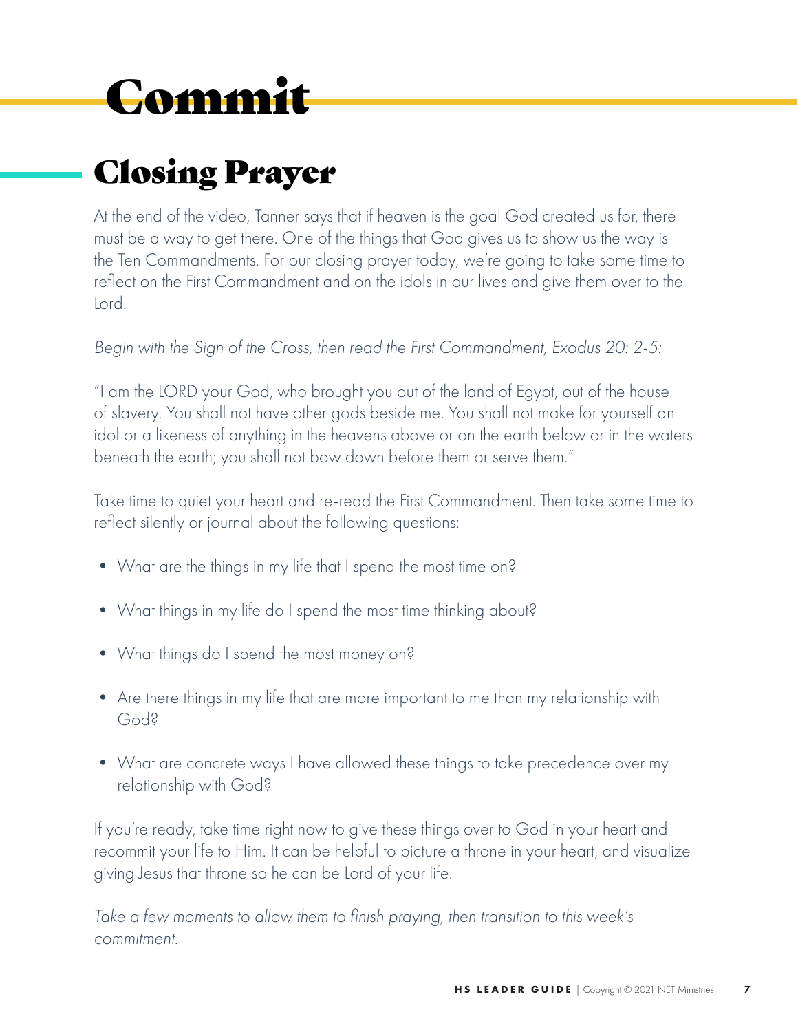# Commit

## Closing Prayer

At the end of the video, Tanner says that if heaven is the goal God created us for, there must be a way to get there. One of the things that God gives us to show us the way is the Ten Commandments. For our closing prayer today, we're going to take some time to reflect on the First Commandment and on the idols in our lives and give them over to the Lord.

*Begin with the Sign of the Cross, then read the First Commandment, Exodus 20: 2-5:*

"I am the LORD your God, who brought you out of the land of Egypt, out of the house of slavery. You shall not have other gods beside me. You shall not make for yourself an idol or a likeness of anything in the heavens above or on the earth below or in the waters beneath the earth; you shall not bow down before them or serve them."

Take time to quiet your heart and re-read the First Commandment. Then take some time to reflect silently or journal about the following questions:

- What are the things in my life that I spend the most time on?
- What things in my life do I spend the most time thinking about?
- What things do I spend the most money on?
- Are there things in my life that are more important to me than my relationship with God?
- What are concrete ways I have allowed these things to take precedence over my relationship with God?

If you're ready, take time right now to give these things over to God in your heart and recommit your life to Him. It can be helpful to picture a throne in your heart, and visualize giving Jesus that throne so he can be Lord of your life.

*Take a few moments to allow them to finish praying, then transition to this week's commitment.*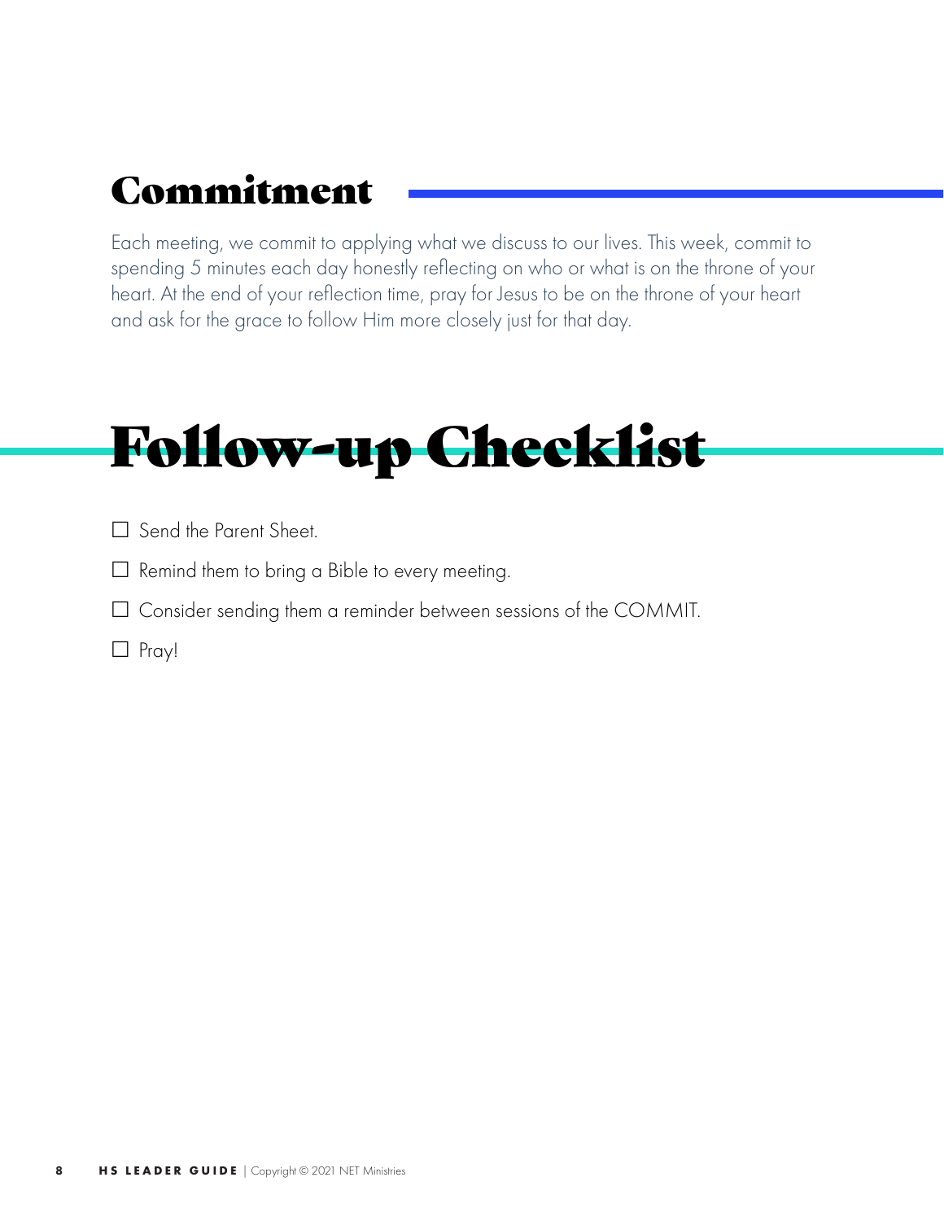## Commitment

Each meeting, we commit to applying what we discuss to our lives. This week, commit to spending 5 minutes each day honestly reflecting on who or what is on the throne of your heart. At the end of your reflection time, pray for Jesus to be on the throne of your heart and ask for the grace to follow Him more closely just for that day.

# Follow-up Checklist

- ☐ Send the Parent Sheet.
- ☐ Remind them to bring a Bible to every meeting.
- ☐ Consider sending them a reminder between sessions of the COMMIT.
- ☐ Pray!